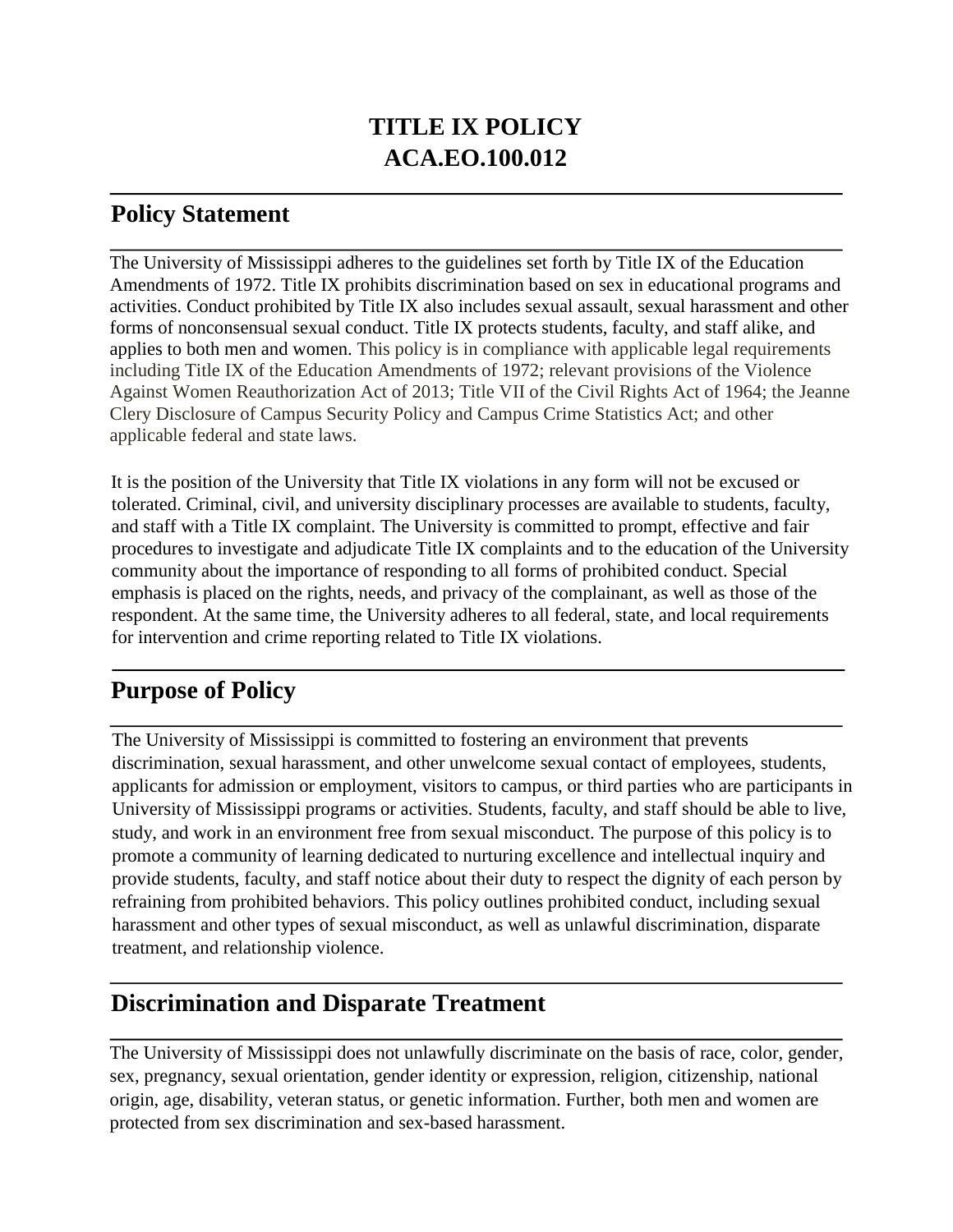# TITLE IX POLICY
# ACA.EO.100.012

## Policy Statement

The University of Mississippi adheres to the guidelines set forth by Title IX of the Education Amendments of 1972. Title IX prohibits discrimination based on sex in educational programs and activities. Conduct prohibited by Title IX also includes sexual assault, sexual harassment and other forms of nonconsensual sexual conduct. Title IX protects students, faculty, and staff alike, and applies to both men and women. This policy is in compliance with applicable legal requirements including Title IX of the Education Amendments of 1972; relevant provisions of the Violence Against Women Reauthorization Act of 2013; Title VII of the Civil Rights Act of 1964; the Jeanne Clery Disclosure of Campus Security Policy and Campus Crime Statistics Act; and other applicable federal and state laws.

It is the position of the University that Title IX violations in any form will not be excused or tolerated. Criminal, civil, and university disciplinary processes are available to students, faculty, and staff with a Title IX complaint. The University is committed to prompt, effective and fair procedures to investigate and adjudicate Title IX complaints and to the education of the University community about the importance of responding to all forms of prohibited conduct. Special emphasis is placed on the rights, needs, and privacy of the complainant, as well as those of the respondent. At the same time, the University adheres to all federal, state, and local requirements for intervention and crime reporting related to Title IX violations.

## Purpose of Policy

The University of Mississippi is committed to fostering an environment that prevents discrimination, sexual harassment, and other unwelcome sexual contact of employees, students, applicants for admission or employment, visitors to campus, or third parties who are participants in University of Mississippi programs or activities. Students, faculty, and staff should be able to live, study, and work in an environment free from sexual misconduct. The purpose of this policy is to promote a community of learning dedicated to nurturing excellence and intellectual inquiry and provide students, faculty, and staff notice about their duty to respect the dignity of each person by refraining from prohibited behaviors. This policy outlines prohibited conduct, including sexual harassment and other types of sexual misconduct, as well as unlawful discrimination, disparate treatment, and relationship violence.

## Discrimination and Disparate Treatment

The University of Mississippi does not unlawfully discriminate on the basis of race, color, gender, sex, pregnancy, sexual orientation, gender identity or expression, religion, citizenship, national origin, age, disability, veteran status, or genetic information. Further, both men and women are protected from sex discrimination and sex-based harassment.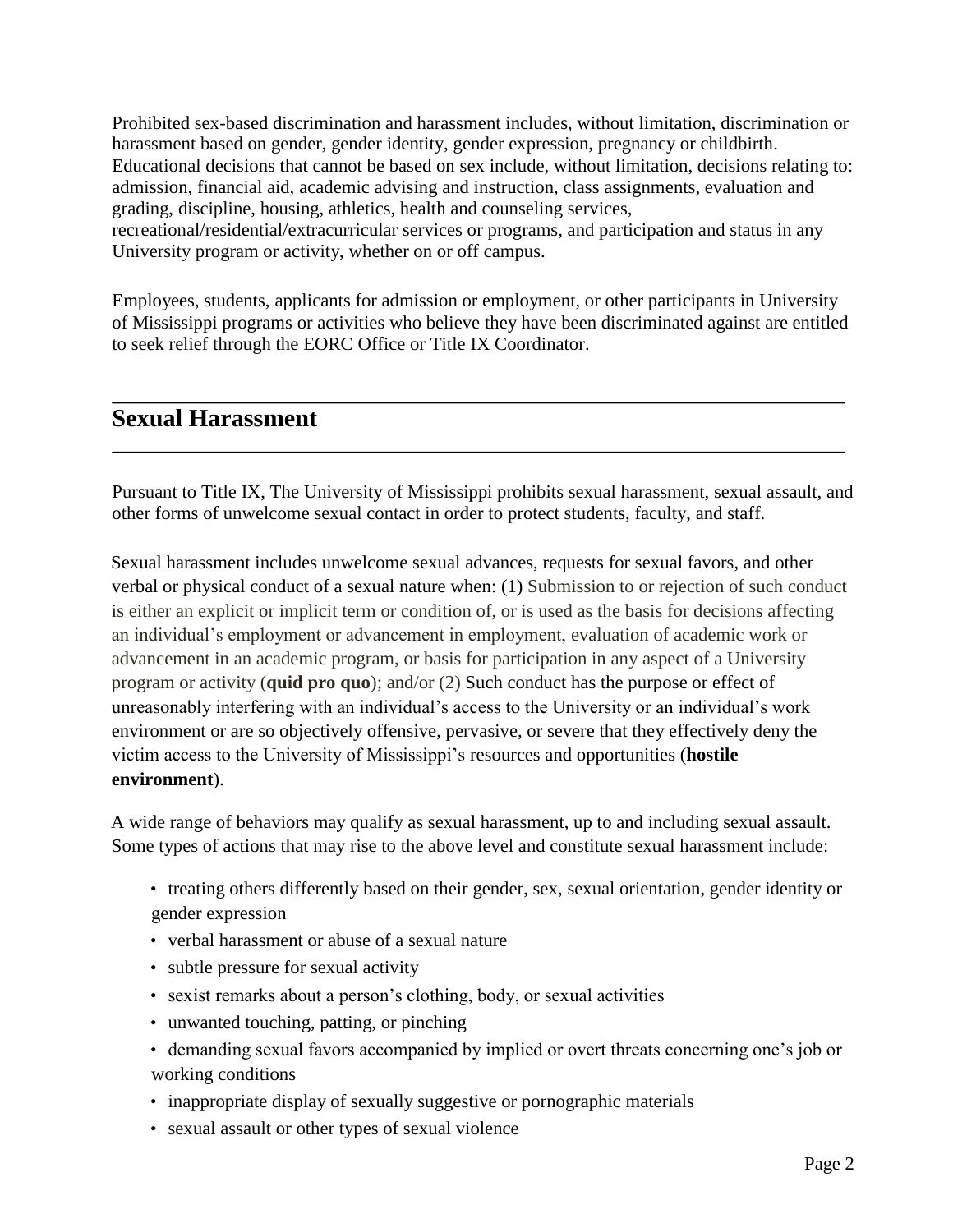Prohibited sex-based discrimination and harassment includes, without limitation, discrimination or harassment based on gender, gender identity, gender expression, pregnancy or childbirth. Educational decisions that cannot be based on sex include, without limitation, decisions relating to: admission, financial aid, academic advising and instruction, class assignments, evaluation and grading, discipline, housing, athletics, health and counseling services, recreational/residential/extracurricular services or programs, and participation and status in any University program or activity, whether on or off campus.

Employees, students, applicants for admission or employment, or other participants in University of Mississippi programs or activities who believe they have been discriminated against are entitled to seek relief through the EORC Office or Title IX Coordinator.

## Sexual Harassment

Pursuant to Title IX, The University of Mississippi prohibits sexual harassment, sexual assault, and other forms of unwelcome sexual contact in order to protect students, faculty, and staff.

Sexual harassment includes unwelcome sexual advances, requests for sexual favors, and other verbal or physical conduct of a sexual nature when: (1) Submission to or rejection of such conduct is either an explicit or implicit term or condition of, or is used as the basis for decisions affecting an individual's employment or advancement in employment, evaluation of academic work or advancement in an academic program, or basis for participation in any aspect of a University program or activity (**quid pro quo**); and/or (2) Such conduct has the purpose or effect of unreasonably interfering with an individual's access to the University or an individual's work environment or are so objectively offensive, pervasive, or severe that they effectively deny the victim access to the University of Mississippi's resources and opportunities (**hostile environment**).

A wide range of behaviors may qualify as sexual harassment, up to and including sexual assault. Some types of actions that may rise to the above level and constitute sexual harassment include:

- treating others differently based on their gender, sex, sexual orientation, gender identity or gender expression
- verbal harassment or abuse of a sexual nature
- subtle pressure for sexual activity
- sexist remarks about a person's clothing, body, or sexual activities
- unwanted touching, patting, or pinching
- demanding sexual favors accompanied by implied or overt threats concerning one's job or working conditions
- inappropriate display of sexually suggestive or pornographic materials
- sexual assault or other types of sexual violence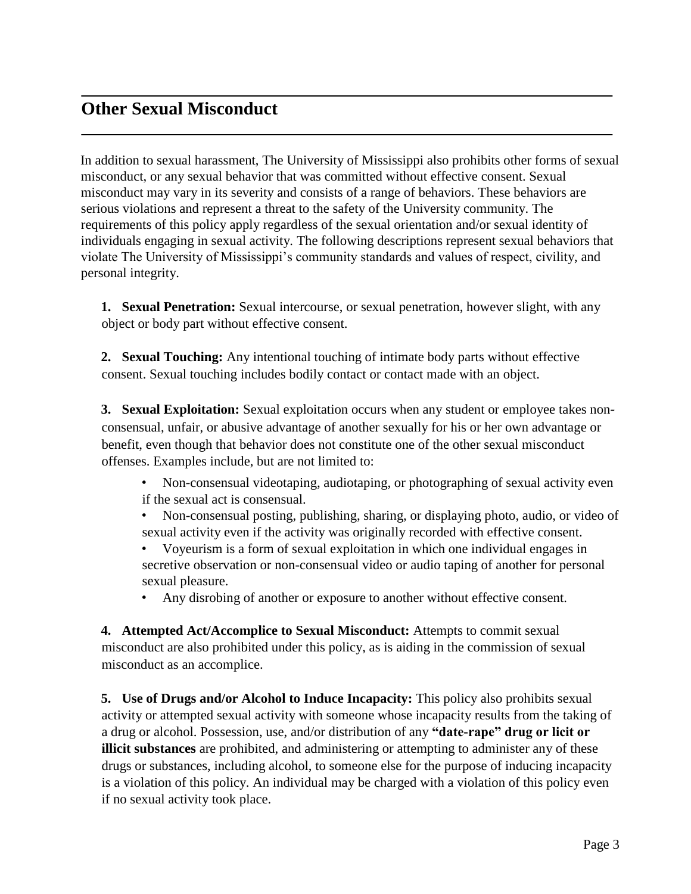## Other Sexual Misconduct

In addition to sexual harassment, The University of Mississippi also prohibits other forms of sexual misconduct, or any sexual behavior that was committed without effective consent. Sexual misconduct may vary in its severity and consists of a range of behaviors. These behaviors are serious violations and represent a threat to the safety of the University community. The requirements of this policy apply regardless of the sexual orientation and/or sexual identity of individuals engaging in sexual activity. The following descriptions represent sexual behaviors that violate The University of Mississippi's community standards and values of respect, civility, and personal integrity.

1. **Sexual Penetration:** Sexual intercourse, or sexual penetration, however slight, with any object or body part without effective consent.

2. **Sexual Touching:** Any intentional touching of intimate body parts without effective consent. Sexual touching includes bodily contact or contact made with an object.

3. **Sexual Exploitation:** Sexual exploitation occurs when any student or employee takes non-consensual, unfair, or abusive advantage of another sexually for his or her own advantage or benefit, even though that behavior does not constitute one of the other sexual misconduct offenses. Examples include, but are not limited to:
   - Non-consensual videotaping, audiotaping, or photographing of sexual activity even if the sexual act is consensual.
   - Non-consensual posting, publishing, sharing, or displaying photo, audio, or video of sexual activity even if the activity was originally recorded with effective consent.
   - Voyeurism is a form of sexual exploitation in which one individual engages in secretive observation or non-consensual video or audio taping of another for personal sexual pleasure.
   - Any disrobing of another or exposure to another without effective consent.

4. **Attempted Act/Accomplice to Sexual Misconduct:** Attempts to commit sexual misconduct are also prohibited under this policy, as is aiding in the commission of sexual misconduct as an accomplice.

5. **Use of Drugs and/or Alcohol to Induce Incapacity:** This policy also prohibits sexual activity or attempted sexual activity with someone whose incapacity results from the taking of a drug or alcohol. Possession, use, and/or distribution of any **"date-rape" drug or licit or illicit substances** are prohibited, and administering or attempting to administer any of these drugs or substances, including alcohol, to someone else for the purpose of inducing incapacity is a violation of this policy. An individual may be charged with a violation of this policy even if no sexual activity took place.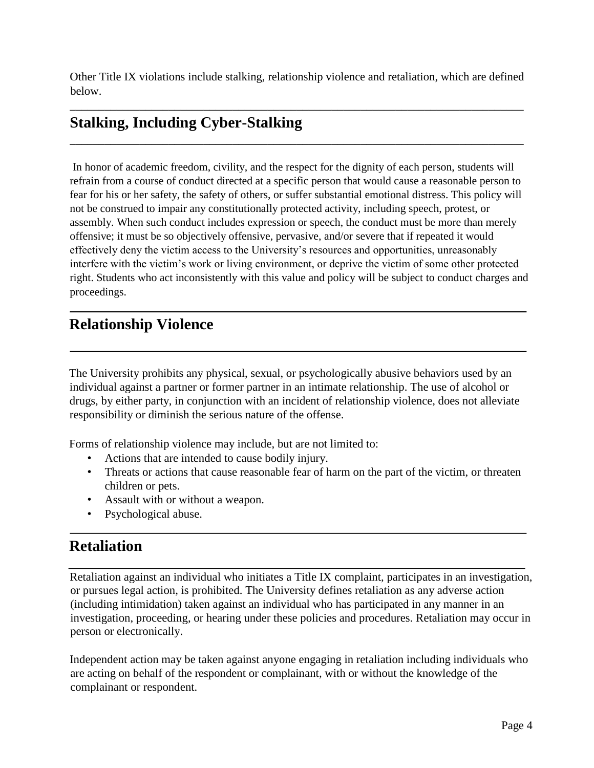Other Title IX violations include stalking, relationship violence and retaliation, which are defined below.

## Stalking, Including Cyber-Stalking

In honor of academic freedom, civility, and the respect for the dignity of each person, students will refrain from a course of conduct directed at a specific person that would cause a reasonable person to fear for his or her safety, the safety of others, or suffer substantial emotional distress. This policy will not be construed to impair any constitutionally protected activity, including speech, protest, or assembly. When such conduct includes expression or speech, the conduct must be more than merely offensive; it must be so objectively offensive, pervasive, and/or severe that if repeated it would effectively deny the victim access to the University's resources and opportunities, unreasonably interfere with the victim's work or living environment, or deprive the victim of some other protected right. Students who act inconsistently with this value and policy will be subject to conduct charges and proceedings.

## Relationship Violence

The University prohibits any physical, sexual, or psychologically abusive behaviors used by an individual against a partner or former partner in an intimate relationship. The use of alcohol or drugs, by either party, in conjunction with an incident of relationship violence, does not alleviate responsibility or diminish the serious nature of the offense.

Forms of relationship violence may include, but are not limited to:

- Actions that are intended to cause bodily injury.
- Threats or actions that cause reasonable fear of harm on the part of the victim, or threaten children or pets.
- Assault with or without a weapon.
- Psychological abuse.

## Retaliation

Retaliation against an individual who initiates a Title IX complaint, participates in an investigation, or pursues legal action, is prohibited. The University defines retaliation as any adverse action (including intimidation) taken against an individual who has participated in any manner in an investigation, proceeding, or hearing under these policies and procedures. Retaliation may occur in person or electronically.

Independent action may be taken against anyone engaging in retaliation including individuals who are acting on behalf of the respondent or complainant, with or without the knowledge of the complainant or respondent.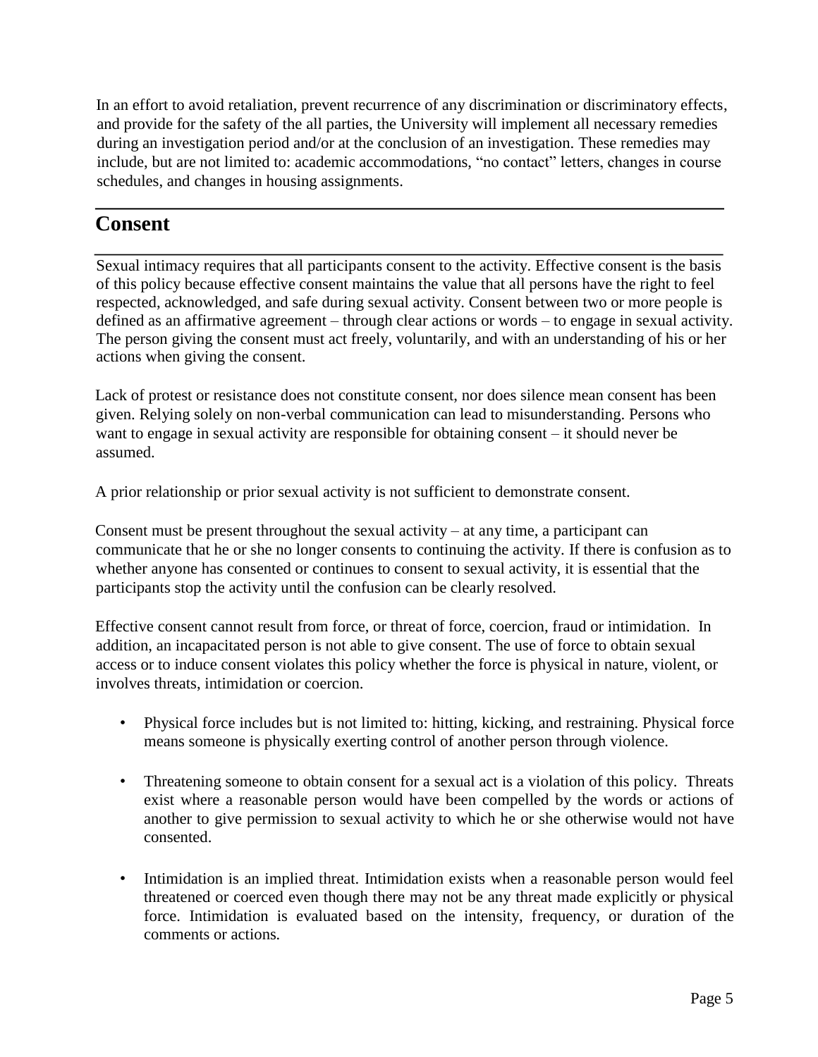In an effort to avoid retaliation, prevent recurrence of any discrimination or discriminatory effects, and provide for the safety of the all parties, the University will implement all necessary remedies during an investigation period and/or at the conclusion of an investigation. These remedies may include, but are not limited to: academic accommodations, "no contact" letters, changes in course schedules, and changes in housing assignments.

## Consent

Sexual intimacy requires that all participants consent to the activity. Effective consent is the basis of this policy because effective consent maintains the value that all persons have the right to feel respected, acknowledged, and safe during sexual activity. Consent between two or more people is defined as an affirmative agreement – through clear actions or words – to engage in sexual activity. The person giving the consent must act freely, voluntarily, and with an understanding of his or her actions when giving the consent.

Lack of protest or resistance does not constitute consent, nor does silence mean consent has been given. Relying solely on non-verbal communication can lead to misunderstanding. Persons who want to engage in sexual activity are responsible for obtaining consent – it should never be assumed.

A prior relationship or prior sexual activity is not sufficient to demonstrate consent.

Consent must be present throughout the sexual activity – at any time, a participant can communicate that he or she no longer consents to continuing the activity. If there is confusion as to whether anyone has consented or continues to consent to sexual activity, it is essential that the participants stop the activity until the confusion can be clearly resolved.

Effective consent cannot result from force, or threat of force, coercion, fraud or intimidation. In addition, an incapacitated person is not able to give consent. The use of force to obtain sexual access or to induce consent violates this policy whether the force is physical in nature, violent, or involves threats, intimidation or coercion.

- Physical force includes but is not limited to: hitting, kicking, and restraining. Physical force means someone is physically exerting control of another person through violence.
- Threatening someone to obtain consent for a sexual act is a violation of this policy. Threats exist where a reasonable person would have been compelled by the words or actions of another to give permission to sexual activity to which he or she otherwise would not have consented.
- Intimidation is an implied threat. Intimidation exists when a reasonable person would feel threatened or coerced even though there may not be any threat made explicitly or physical force. Intimidation is evaluated based on the intensity, frequency, or duration of the comments or actions.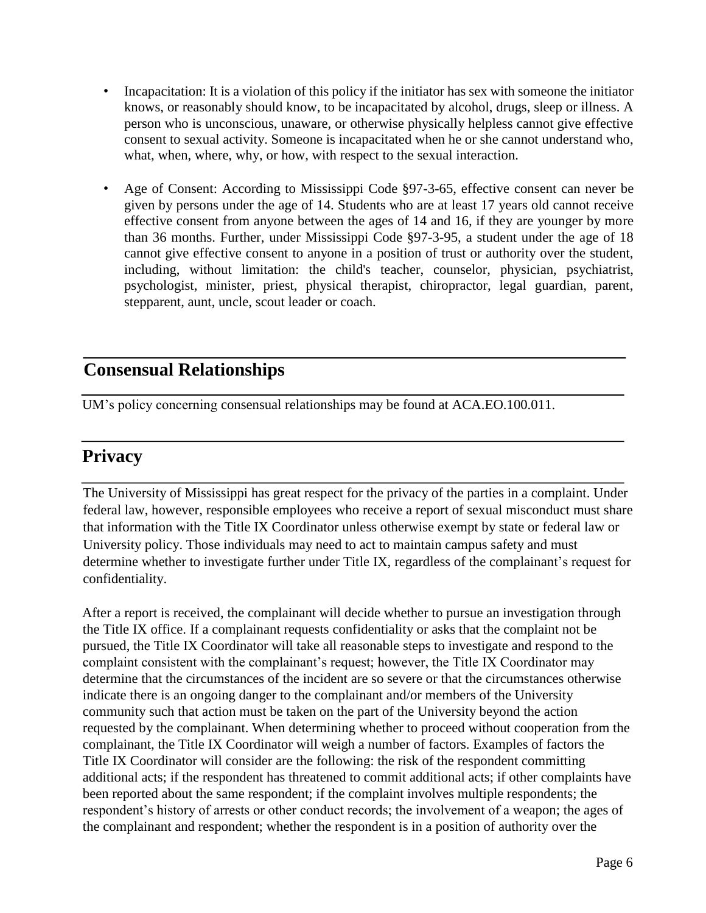- Incapacitation: It is a violation of this policy if the initiator has sex with someone the initiator knows, or reasonably should know, to be incapacitated by alcohol, drugs, sleep or illness. A person who is unconscious, unaware, or otherwise physically helpless cannot give effective consent to sexual activity. Someone is incapacitated when he or she cannot understand who, what, when, where, why, or how, with respect to the sexual interaction.

- Age of Consent: According to Mississippi Code §97-3-65, effective consent can never be given by persons under the age of 14. Students who are at least 17 years old cannot receive effective consent from anyone between the ages of 14 and 16, if they are younger by more than 36 months. Further, under Mississippi Code §97-3-95, a student under the age of 18 cannot give effective consent to anyone in a position of trust or authority over the student, including, without limitation: the child's teacher, counselor, physician, psychiatrist, psychologist, minister, priest, physical therapist, chiropractor, legal guardian, parent, stepparent, aunt, uncle, scout leader or coach.

## Consensual Relationships

UM's policy concerning consensual relationships may be found at ACA.EO.100.011.

## Privacy

The University of Mississippi has great respect for the privacy of the parties in a complaint. Under federal law, however, responsible employees who receive a report of sexual misconduct must share that information with the Title IX Coordinator unless otherwise exempt by state or federal law or University policy. Those individuals may need to act to maintain campus safety and must determine whether to investigate further under Title IX, regardless of the complainant's request for confidentiality.

After a report is received, the complainant will decide whether to pursue an investigation through the Title IX office. If a complainant requests confidentiality or asks that the complaint not be pursued, the Title IX Coordinator will take all reasonable steps to investigate and respond to the complaint consistent with the complainant's request; however, the Title IX Coordinator may determine that the circumstances of the incident are so severe or that the circumstances otherwise indicate there is an ongoing danger to the complainant and/or members of the University community such that action must be taken on the part of the University beyond the action requested by the complainant. When determining whether to proceed without cooperation from the complainant, the Title IX Coordinator will weigh a number of factors. Examples of factors the Title IX Coordinator will consider are the following: the risk of the respondent committing additional acts; if the respondent has threatened to commit additional acts; if other complaints have been reported about the same respondent; if the complaint involves multiple respondents; the respondent's history of arrests or other conduct records; the involvement of a weapon; the ages of the complainant and respondent; whether the respondent is in a position of authority over the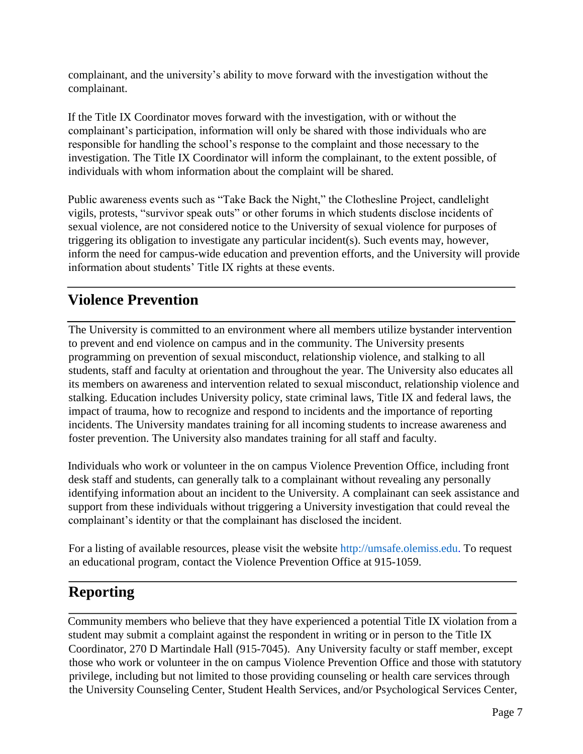complainant, and the university's ability to move forward with the investigation without the complainant.

If the Title IX Coordinator moves forward with the investigation, with or without the complainant's participation, information will only be shared with those individuals who are responsible for handling the school's response to the complaint and those necessary to the investigation. The Title IX Coordinator will inform the complainant, to the extent possible, of individuals with whom information about the complaint will be shared.

Public awareness events such as "Take Back the Night," the Clothesline Project, candlelight vigils, protests, "survivor speak outs" or other forums in which students disclose incidents of sexual violence, are not considered notice to the University of sexual violence for purposes of triggering its obligation to investigate any particular incident(s). Such events may, however, inform the need for campus-wide education and prevention efforts, and the University will provide information about students' Title IX rights at these events.

## Violence Prevention

The University is committed to an environment where all members utilize bystander intervention to prevent and end violence on campus and in the community. The University presents programming on prevention of sexual misconduct, relationship violence, and stalking to all students, staff and faculty at orientation and throughout the year. The University also educates all its members on awareness and intervention related to sexual misconduct, relationship violence and stalking. Education includes University policy, state criminal laws, Title IX and federal laws, the impact of trauma, how to recognize and respond to incidents and the importance of reporting incidents. The University mandates training for all incoming students to increase awareness and foster prevention. The University also mandates training for all staff and faculty.

Individuals who work or volunteer in the on campus Violence Prevention Office, including front desk staff and students, can generally talk to a complainant without revealing any personally identifying information about an incident to the University. A complainant can seek assistance and support from these individuals without triggering a University investigation that could reveal the complainant's identity or that the complainant has disclosed the incident.

For a listing of available resources, please visit the website http://umsafe.olemiss.edu. To request an educational program, contact the Violence Prevention Office at 915-1059.

## Reporting

Community members who believe that they have experienced a potential Title IX violation from a student may submit a complaint against the respondent in writing or in person to the Title IX Coordinator, 270 D Martindale Hall (915-7045). Any University faculty or staff member, except those who work or volunteer in the on campus Violence Prevention Office and those with statutory privilege, including but not limited to those providing counseling or health care services through the University Counseling Center, Student Health Services, and/or Psychological Services Center,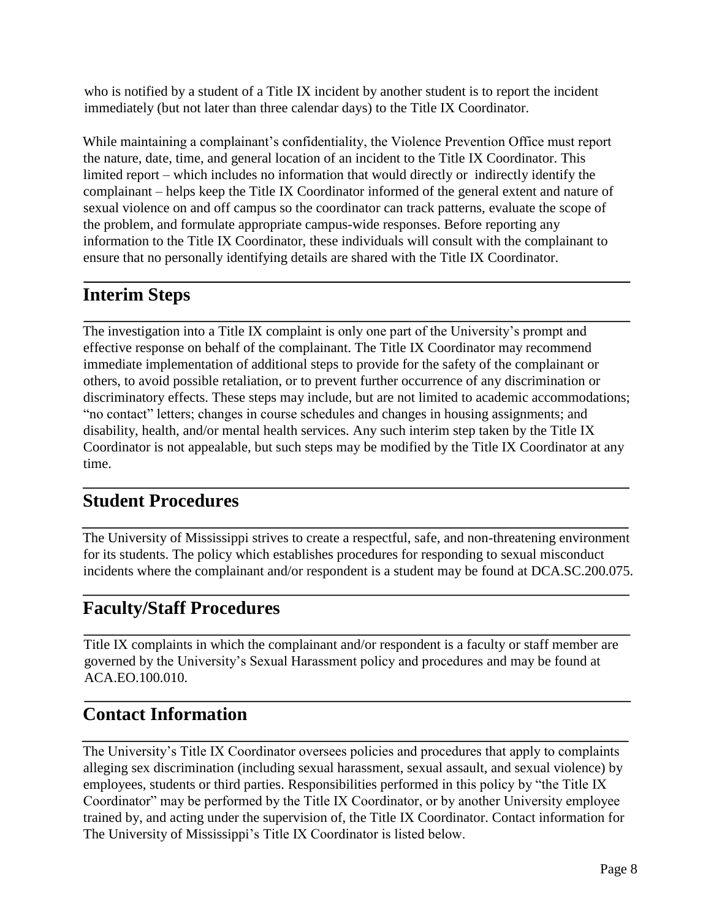who is notified by a student of a Title IX incident by another student is to report the incident immediately (but not later than three calendar days) to the Title IX Coordinator.

While maintaining a complainant's confidentiality, the Violence Prevention Office must report the nature, date, time, and general location of an incident to the Title IX Coordinator. This limited report – which includes no information that would directly or indirectly identify the complainant – helps keep the Title IX Coordinator informed of the general extent and nature of sexual violence on and off campus so the coordinator can track patterns, evaluate the scope of the problem, and formulate appropriate campus-wide responses. Before reporting any information to the Title IX Coordinator, these individuals will consult with the complainant to ensure that no personally identifying details are shared with the Title IX Coordinator.

## Interim Steps

The investigation into a Title IX complaint is only one part of the University's prompt and effective response on behalf of the complainant. The Title IX Coordinator may recommend immediate implementation of additional steps to provide for the safety of the complainant or others, to avoid possible retaliation, or to prevent further occurrence of any discrimination or discriminatory effects. These steps may include, but are not limited to academic accommodations; "no contact" letters; changes in course schedules and changes in housing assignments; and disability, health, and/or mental health services. Any such interim step taken by the Title IX Coordinator is not appealable, but such steps may be modified by the Title IX Coordinator at any time.

## Student Procedures

The University of Mississippi strives to create a respectful, safe, and non-threatening environment for its students. The policy which establishes procedures for responding to sexual misconduct incidents where the complainant and/or respondent is a student may be found at DCA.SC.200.075.

## Faculty/Staff Procedures

Title IX complaints in which the complainant and/or respondent is a faculty or staff member are governed by the University's Sexual Harassment policy and procedures and may be found at ACA.EO.100.010.

## Contact Information

The University's Title IX Coordinator oversees policies and procedures that apply to complaints alleging sex discrimination (including sexual harassment, sexual assault, and sexual violence) by employees, students or third parties. Responsibilities performed in this policy by "the Title IX Coordinator" may be performed by the Title IX Coordinator, or by another University employee trained by, and acting under the supervision of, the Title IX Coordinator. Contact information for The University of Mississippi's Title IX Coordinator is listed below.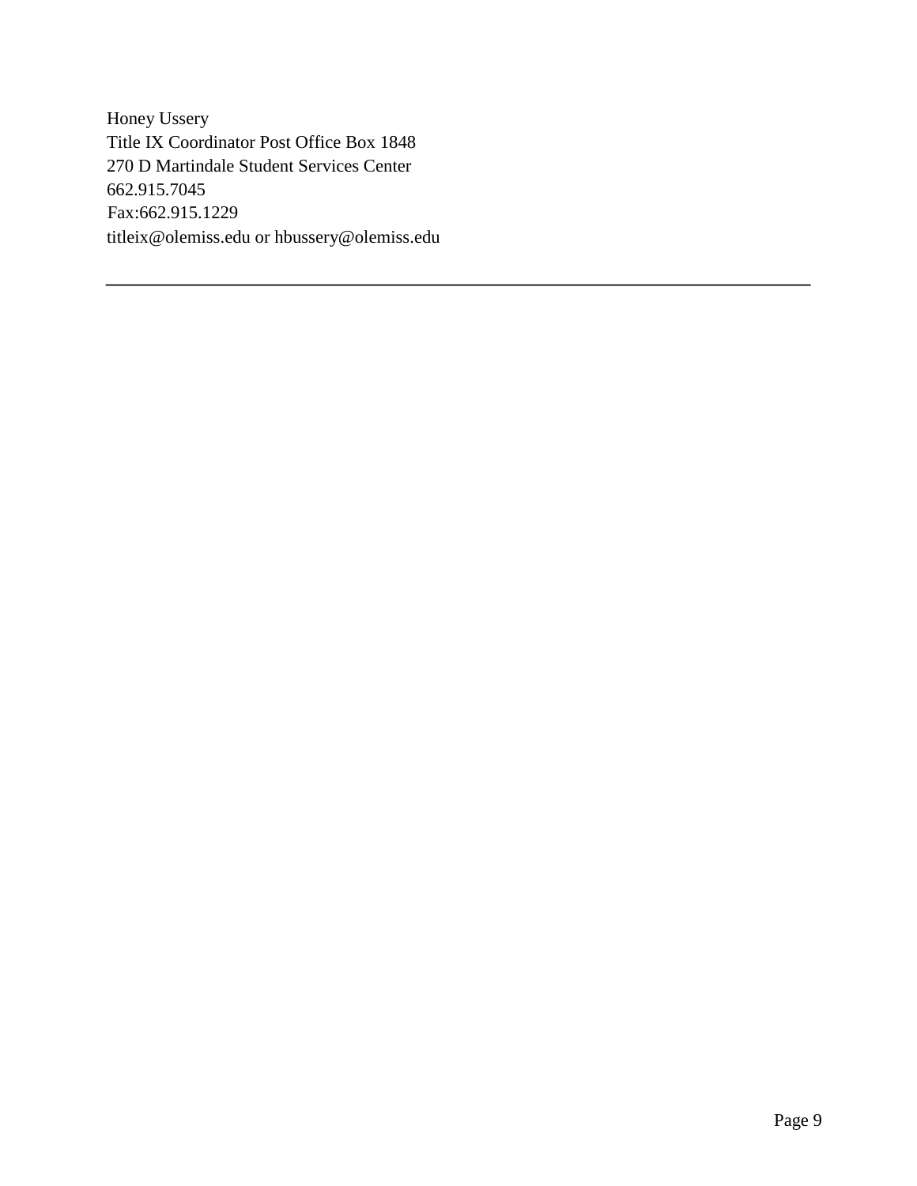Honey Ussery  
Title IX Coordinator Post Office Box 1848  
270 D Martindale Student Services Center  
662.915.7045  
Fax:662.915.1229  
titleix@olemiss.edu or hbussery@olemiss.edu

---